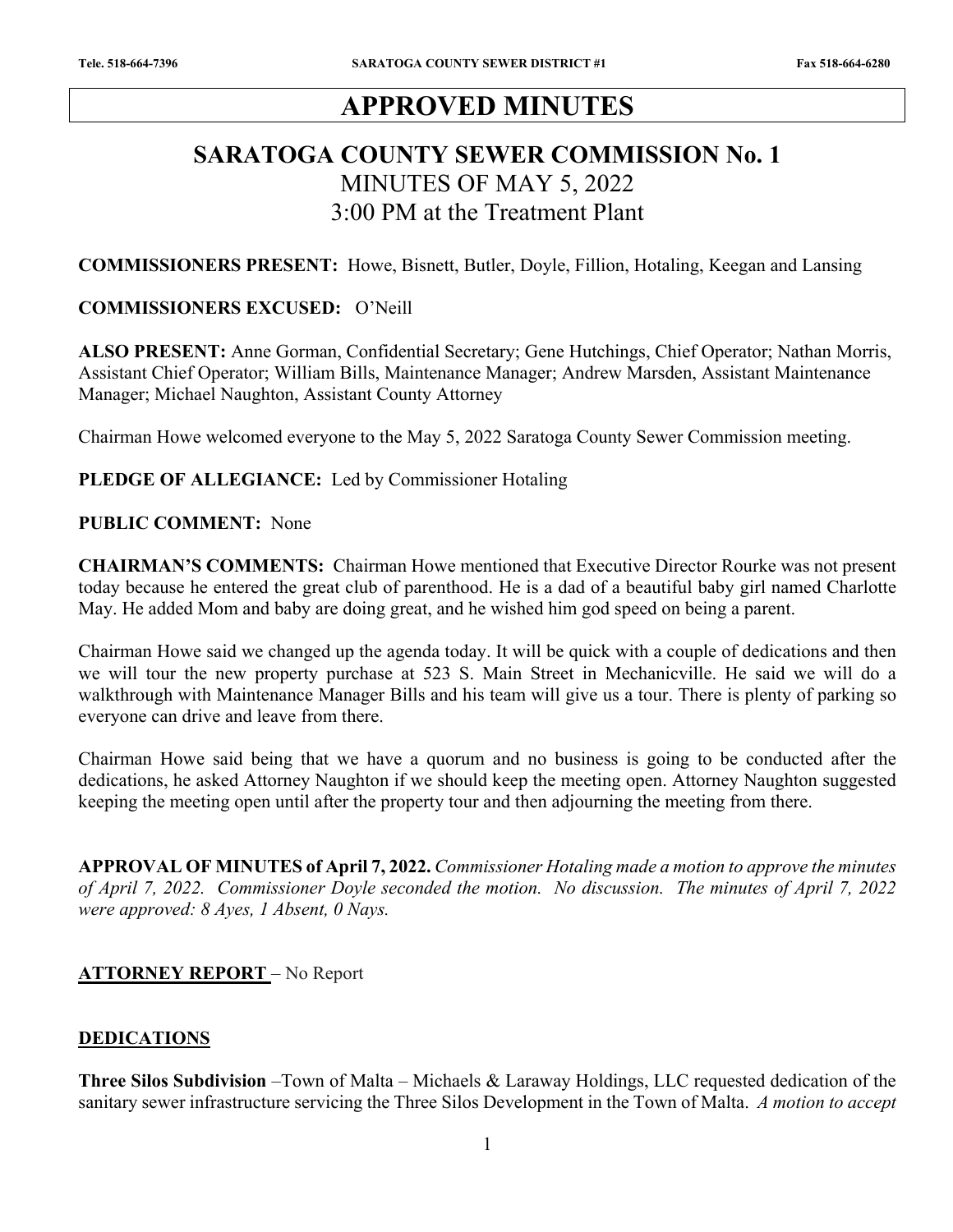# APPROVED MINUTES

## SARATOGA COUNTY SEWER COMMISSION No. 1

MINUTES OF MAY 5, 2022

3:00 PM at the Treatment Plant

**COMMISSIONERS PRESENT:** Howe, Bisnett, Butler, Doyle, Fillion, Hotaling, Keegan and Lansing

**COMMISSIONERS EXCUSED:** O'Neill

**ALSO PRESENT:** Anne Gorman, Confidential Secretary; Gene Hutchings, Chief Operator; Nathan Morris, Assistant Chief Operator; William Bills, Maintenance Manager; Andrew Marsden, Assistant Maintenance Manager; Michael Naughton, Assistant County Attorney

Chairman Howe welcomed everyone to the May 5, 2022 Saratoga County Sewer Commission meeting.

**PLEDGE OF ALLEGIANCE:** Led by Commissioner Hotaling

**PUBLIC COMMENT:** None

**CHAIRMAN'S COMMENTS:** Chairman Howe mentioned that Executive Director Rourke was not present today because he entered the great club of parenthood. He is a dad of a beautiful baby girl named Charlotte May. He added Mom and baby are doing great, and he wished him god speed on being a parent.

Chairman Howe said we changed up the agenda today. It will be quick with a couple of dedications and then we will tour the new property purchase at 523 S. Main Street in Mechanicville. He said we will do a walkthrough with Maintenance Manager Bills and his team will give us a tour. There is plenty of parking so everyone can drive and leave from there.

Chairman Howe said being that we have a quorum and no business is going to be conducted after the dedications, he asked Attorney Naughton if we should keep the meeting open. Attorney Naughton suggested keeping the meeting open until after the property tour and then adjourning the meeting from there.

**APPROVAL OF MINUTES of April 7, 2022.** *Commissioner Hotaling made a motion to approve the minutes of April 7, 2022. Commissioner Doyle seconded the motion. No discussion. The minutes of April 7, 2022 were approved: 8 Ayes, 1 Absent, 0 Nays.*

**ATTORNEY REPORT** – No Report

**DEDICATIONS**

**Three Silos Subdivision** –Town of Malta – Michaels & Laraway Holdings, LLC requested dedication of the sanitary sewer infrastructure servicing the Three Silos Development in the Town of Malta. *A motion to accept*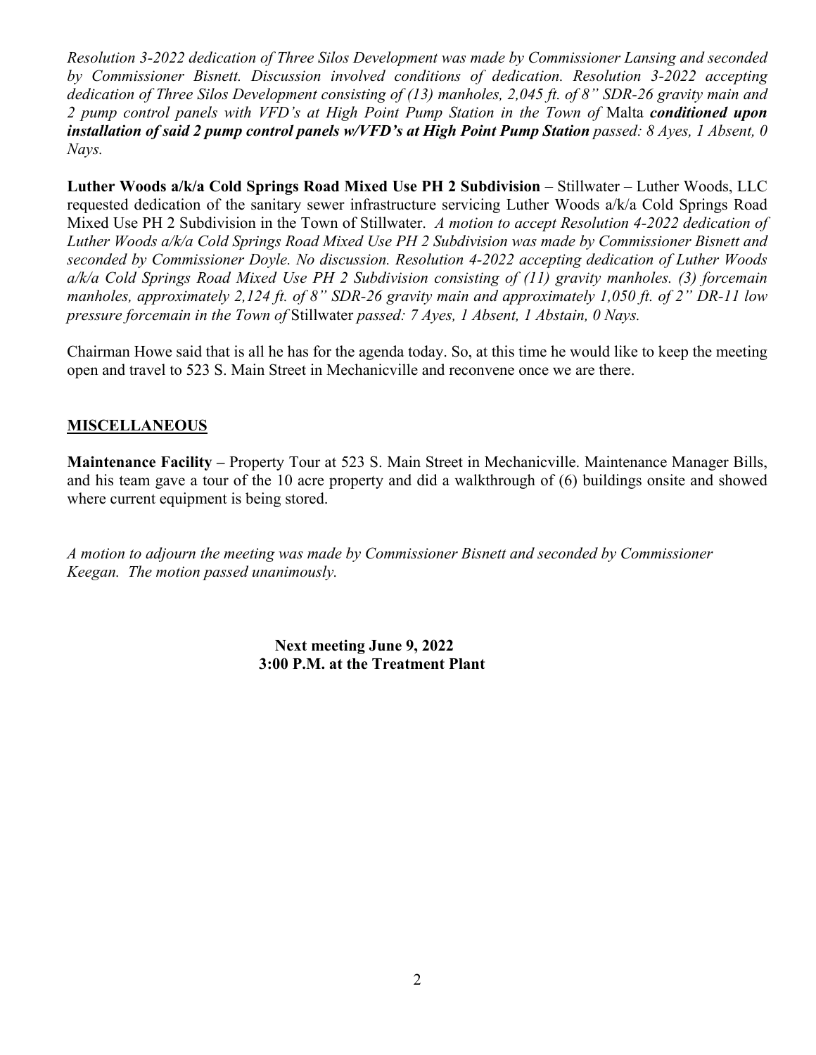*Resolution 3-2022 dedication of Three Silos Development was made by Commissioner Lansing and seconded by Commissioner Bisnett. Discussion involved conditions of dedication. Resolution 3-2022 accepting dedication of Three Silos Development consisting of (13) manholes, 2,045 ft. of 8" SDR-26 gravity main and 2 pump control panels with VFD's at High Point Pump Station in the Town of* Malta ***conditioned upon installation of said 2 pump control panels w/VFD's at High Point Pump Station*** *passed: 8 Ayes, 1 Absent, 0 Nays.*

**Luther Woods a/k/a Cold Springs Road Mixed Use PH 2 Subdivision** – Stillwater – Luther Woods, LLC requested dedication of the sanitary sewer infrastructure servicing Luther Woods a/k/a Cold Springs Road Mixed Use PH 2 Subdivision in the Town of Stillwater. *A motion to accept Resolution 4-2022 dedication of Luther Woods a/k/a Cold Springs Road Mixed Use PH 2 Subdivision was made by Commissioner Bisnett and seconded by Commissioner Doyle. No discussion. Resolution 4-2022 accepting dedication of Luther Woods a/k/a Cold Springs Road Mixed Use PH 2 Subdivision consisting of (11) gravity manholes. (3) forcemain manholes, approximately 2,124 ft. of 8" SDR-26 gravity main and approximately 1,050 ft. of 2" DR-11 low pressure forcemain in the Town of* Stillwater *passed: 7 Ayes, 1 Absent, 1 Abstain, 0 Nays.*

Chairman Howe said that is all he has for the agenda today. So, at this time he would like to keep the meeting open and travel to 523 S. Main Street in Mechanicville and reconvene once we are there.

## MISCELLANEOUS

**Maintenance Facility –** Property Tour at 523 S. Main Street in Mechanicville. Maintenance Manager Bills, and his team gave a tour of the 10 acre property and did a walkthrough of (6) buildings onsite and showed where current equipment is being stored.

*A motion to adjourn the meeting was made by Commissioner Bisnett and seconded by Commissioner Keegan. The motion passed unanimously.*

**Next meeting June 9, 2022**
**3:00 P.M. at the Treatment Plant**